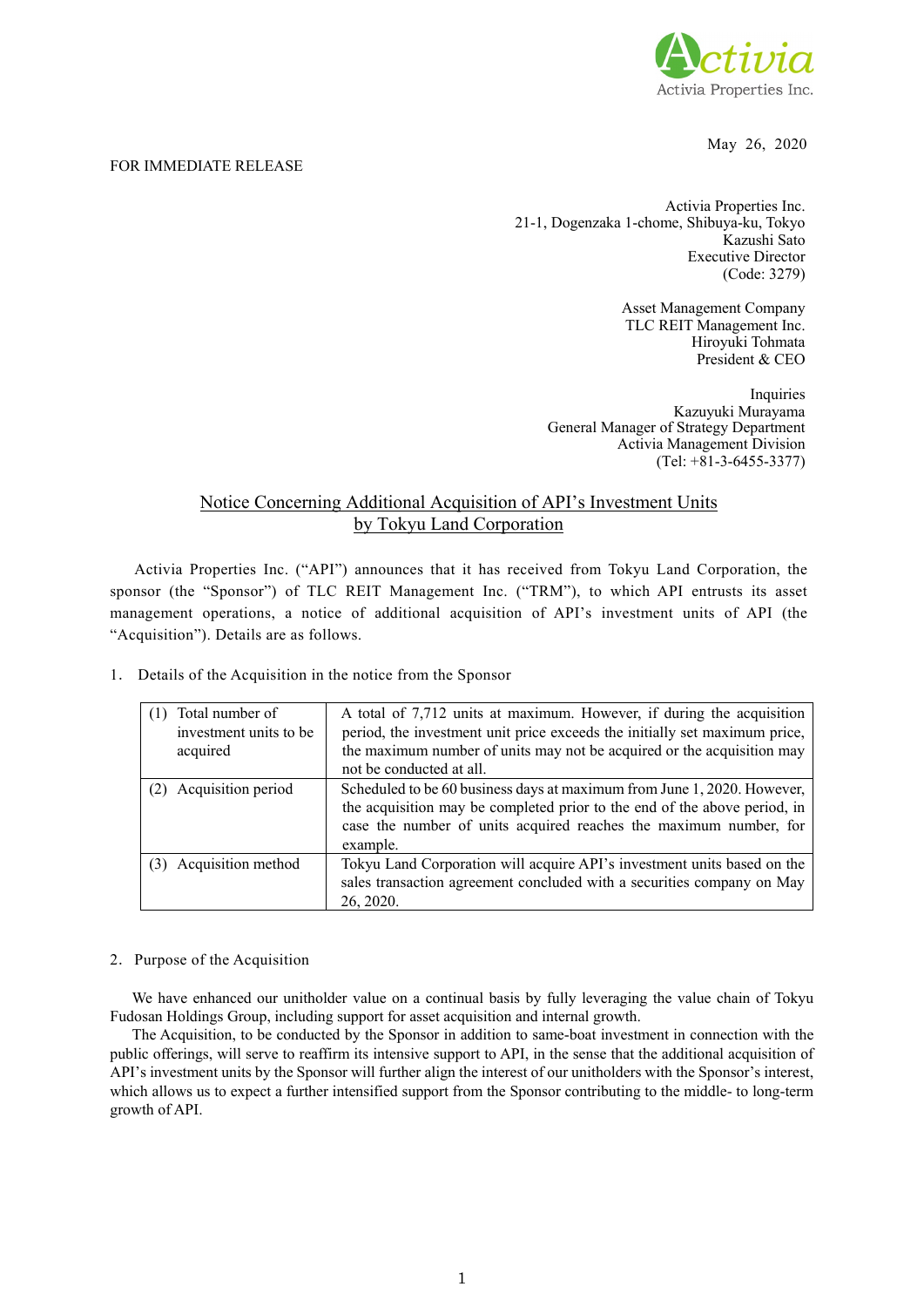May 26, 2020

FOR IMMEDIATE RELEASE

Activia Properties Inc.
21-1, Dogenzaka 1-chome, Shibuya-ku, Tokyo
Kazushi Sato
Executive Director
(Code: 3279)

Asset Management Company
TLC REIT Management Inc.
Hiroyuki Tohmata
President & CEO

Inquiries
Kazuyuki Murayama
General Manager of Strategy Department
Activia Management Division
(Tel: +81-3-6455-3377)

# Notice Concerning Additional Acquisition of API's Investment Units by Tokyu Land Corporation

Activia Properties Inc. ("API") announces that it has received from Tokyu Land Corporation, the sponsor (the "Sponsor") of TLC REIT Management Inc. ("TRM"), to which API entrusts its asset management operations, a notice of additional acquisition of API's investment units of API (the "Acquisition"). Details are as follows.

1. Details of the Acquisition in the notice from the Sponsor

| | |
|---|---|
| (1) Total number of investment units to be acquired | A total of 7,712 units at maximum. However, if during the acquisition period, the investment unit price exceeds the initially set maximum price, the maximum number of units may not be acquired or the acquisition may not be conducted at all. |
| (2) Acquisition period | Scheduled to be 60 business days at maximum from June 1, 2020. However, the acquisition may be completed prior to the end of the above period, in case the number of units acquired reaches the maximum number, for example. |
| (3) Acquisition method | Tokyu Land Corporation will acquire API's investment units based on the sales transaction agreement concluded with a securities company on May 26, 2020. |

2. Purpose of the Acquisition

We have enhanced our unitholder value on a continual basis by fully leveraging the value chain of Tokyu Fudosan Holdings Group, including support for asset acquisition and internal growth.

The Acquisition, to be conducted by the Sponsor in addition to same-boat investment in connection with the public offerings, will serve to reaffirm its intensive support to API, in the sense that the additional acquisition of API's investment units by the Sponsor will further align the interest of our unitholders with the Sponsor's interest, which allows us to expect a further intensified support from the Sponsor contributing to the middle- to long-term growth of API.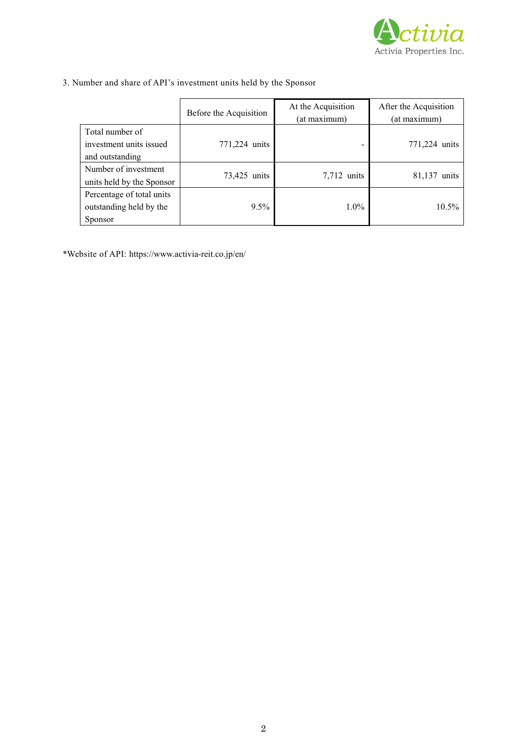3. Number and share of API's investment units held by the Sponsor

| | Before the Acquisition | At the Acquisition (at maximum) | After the Acquisition (at maximum) |
|---|---|---|---|
| Total number of investment units issued and outstanding | 771,224 units | - | 771,224 units |
| Number of investment units held by the Sponsor | 73,425 units | 7,712 units | 81,137 units |
| Percentage of total units outstanding held by the Sponsor | 9.5% | 1.0% | 10.5% |

*Website of API: https://www.activia-reit.co.jp/en/